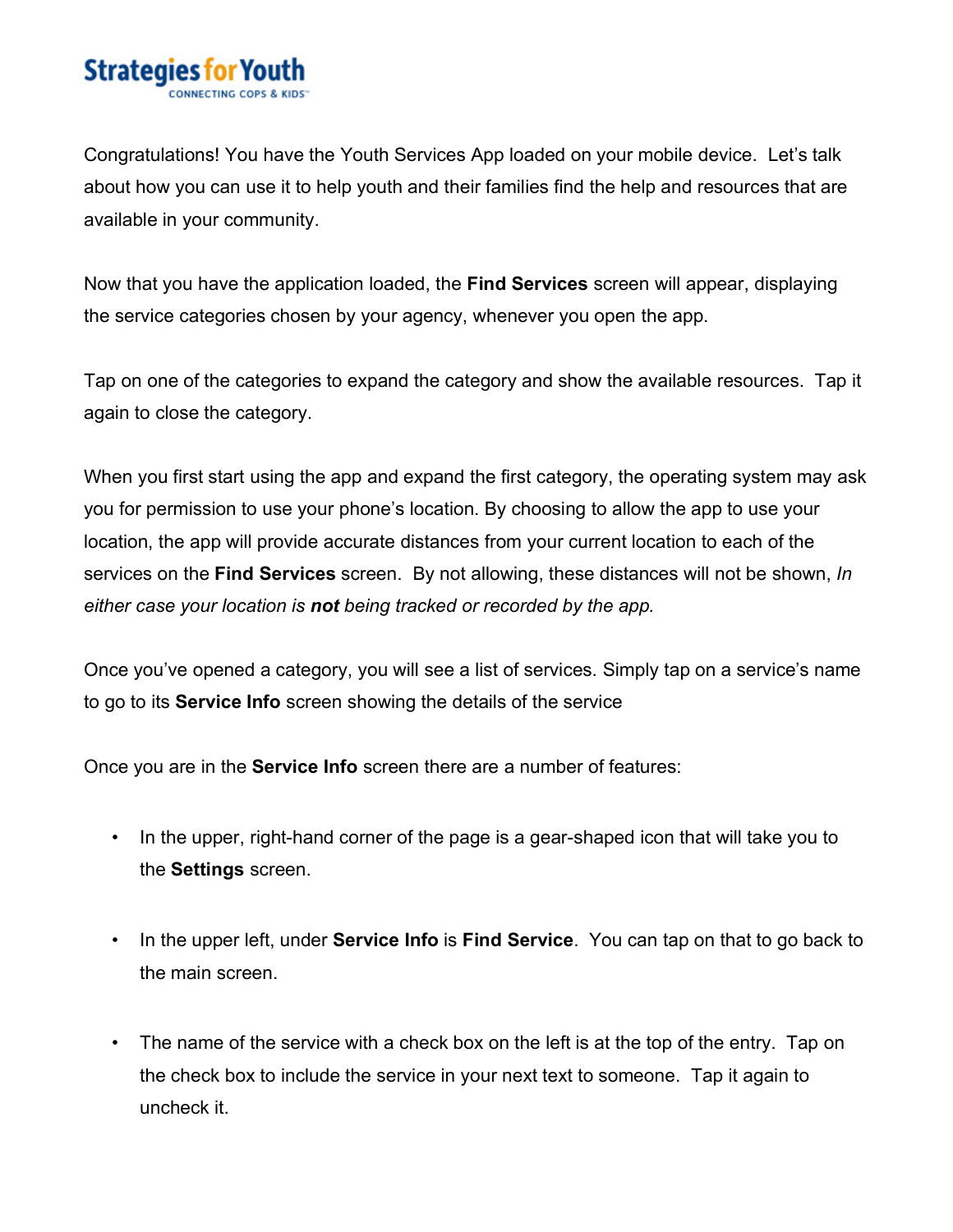**Strategies for Youth**
CONNECTING COPS & KIDS™

Congratulations! You have the Youth Services App loaded on your mobile device. Let's talk about how you can use it to help youth and their families find the help and resources that are available in your community.

Now that you have the application loaded, the **Find Services** screen will appear, displaying the service categories chosen by your agency, whenever you open the app.

Tap on one of the categories to expand the category and show the available resources. Tap it again to close the category.

When you first start using the app and expand the first category, the operating system may ask you for permission to use your phone's location. By choosing to allow the app to use your location, the app will provide accurate distances from your current location to each of the services on the **Find Services** screen. By not allowing, these distances will not be shown, *In either case your location is **not** being tracked or recorded by the app.*

Once you've opened a category, you will see a list of services. Simply tap on a service's name to go to its **Service Info** screen showing the details of the service

Once you are in the **Service Info** screen there are a number of features:

- In the upper, right-hand corner of the page is a gear-shaped icon that will take you to the **Settings** screen.
- In the upper left, under **Service Info** is **Find Service**. You can tap on that to go back to the main screen.
- The name of the service with a check box on the left is at the top of the entry. Tap on the check box to include the service in your next text to someone. Tap it again to uncheck it.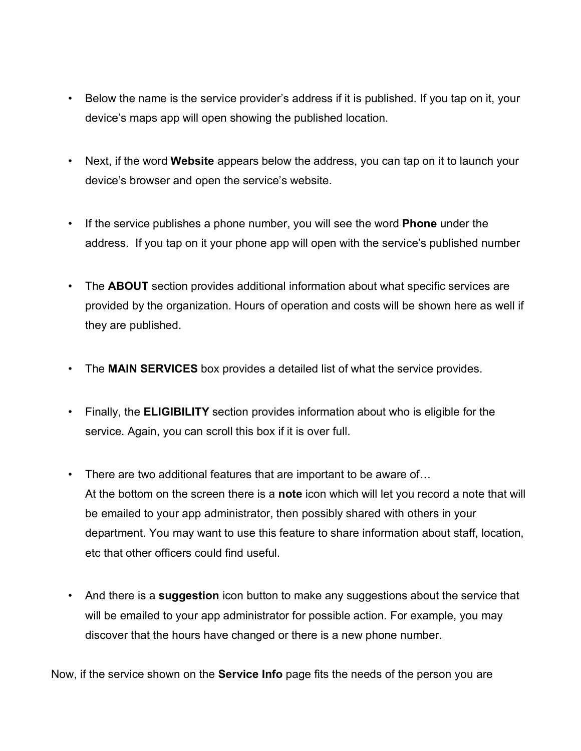- Below the name is the service provider's address if it is published. If you tap on it, your device's maps app will open showing the published location.

- Next, if the word **Website** appears below the address, you can tap on it to launch your device's browser and open the service's website.

- If the service publishes a phone number, you will see the word **Phone** under the address. If you tap on it your phone app will open with the service's published number

- The **ABOUT** section provides additional information about what specific services are provided by the organization. Hours of operation and costs will be shown here as well if they are published.

- The **MAIN SERVICES** box provides a detailed list of what the service provides.

- Finally, the **ELIGIBILITY** section provides information about who is eligible for the service. Again, you can scroll this box if it is over full.

- There are two additional features that are important to be aware of…
  At the bottom on the screen there is a **note** icon which will let you record a note that will be emailed to your app administrator, then possibly shared with others in your department. You may want to use this feature to share information about staff, location, etc that other officers could find useful.

- And there is a **suggestion** icon button to make any suggestions about the service that will be emailed to your app administrator for possible action. For example, you may discover that the hours have changed or there is a new phone number.

Now, if the service shown on the **Service Info** page fits the needs of the person you are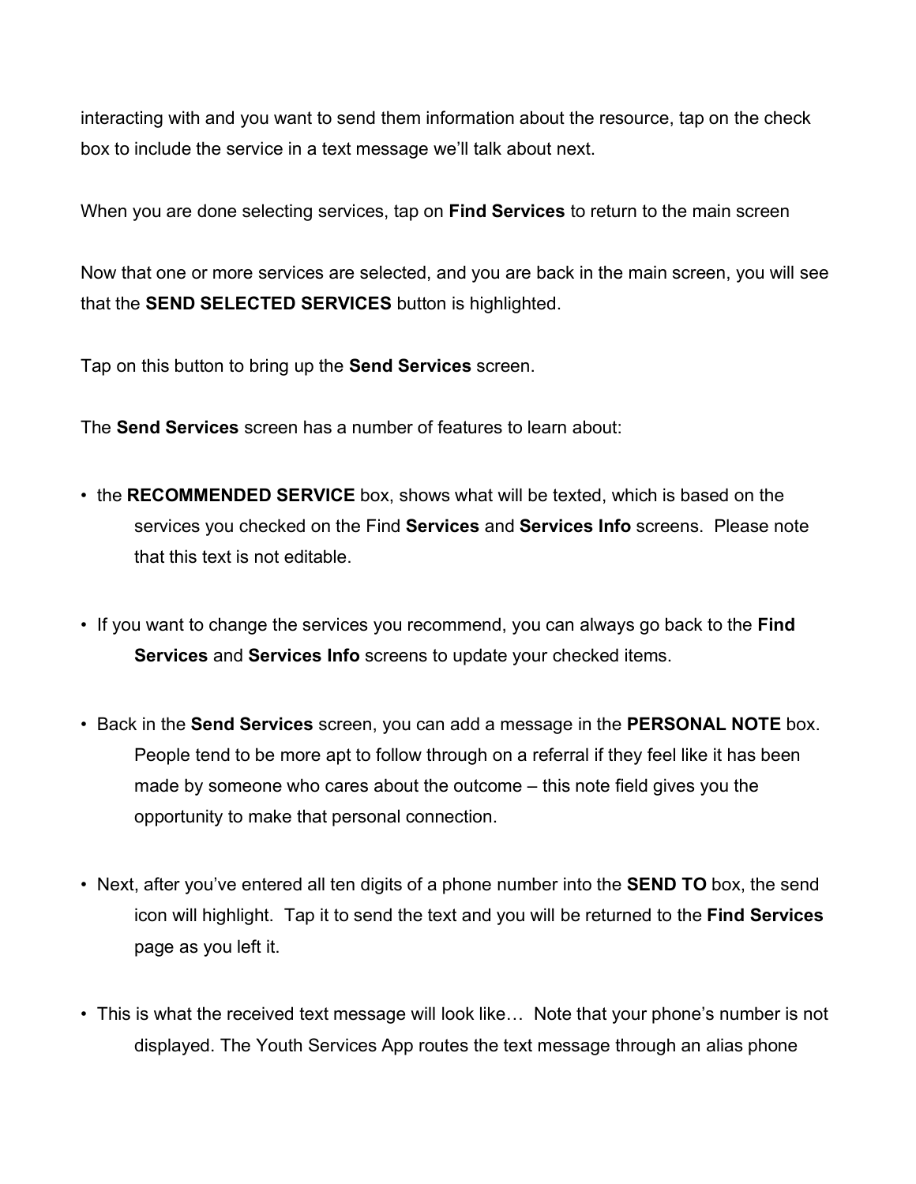interacting with and you want to send them information about the resource, tap on the check box to include the service in a text message we'll talk about next.

When you are done selecting services, tap on **Find Services** to return to the main screen

Now that one or more services are selected, and you are back in the main screen, you will see that the **SEND SELECTED SERVICES** button is highlighted.

Tap on this button to bring up the **Send Services** screen.

The **Send Services** screen has a number of features to learn about:

- the **RECOMMENDED SERVICE** box, shows what will be texted, which is based on the services you checked on the Find **Services** and **Services Info** screens. Please note that this text is not editable.

- If you want to change the services you recommend, you can always go back to the **Find Services** and **Services Info** screens to update your checked items.

- Back in the **Send Services** screen, you can add a message in the **PERSONAL NOTE** box. People tend to be more apt to follow through on a referral if they feel like it has been made by someone who cares about the outcome – this note field gives you the opportunity to make that personal connection.

- Next, after you've entered all ten digits of a phone number into the **SEND TO** box, the send icon will highlight. Tap it to send the text and you will be returned to the **Find Services** page as you left it.

- This is what the received text message will look like… Note that your phone's number is not displayed. The Youth Services App routes the text message through an alias phone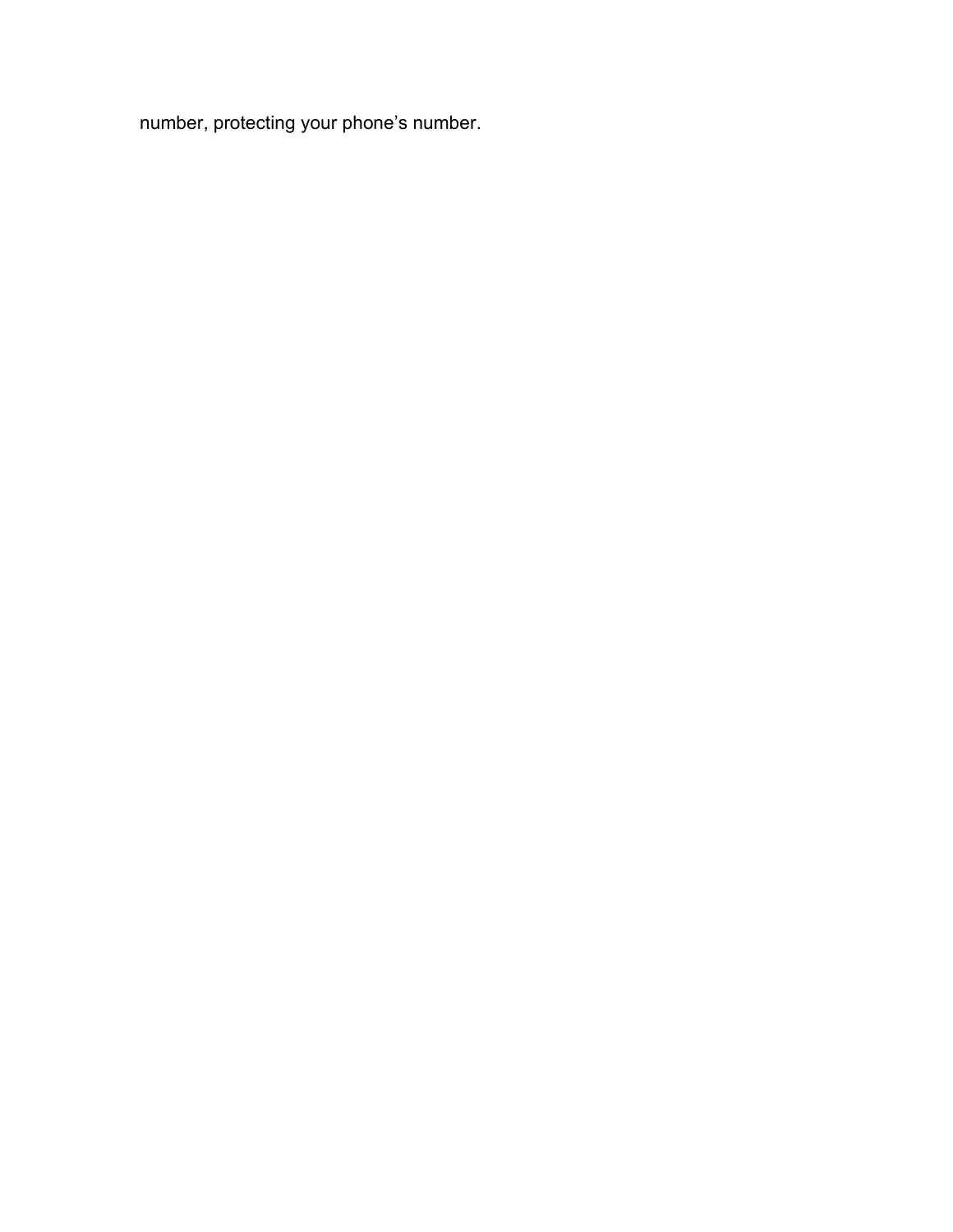number, protecting your phone’s number.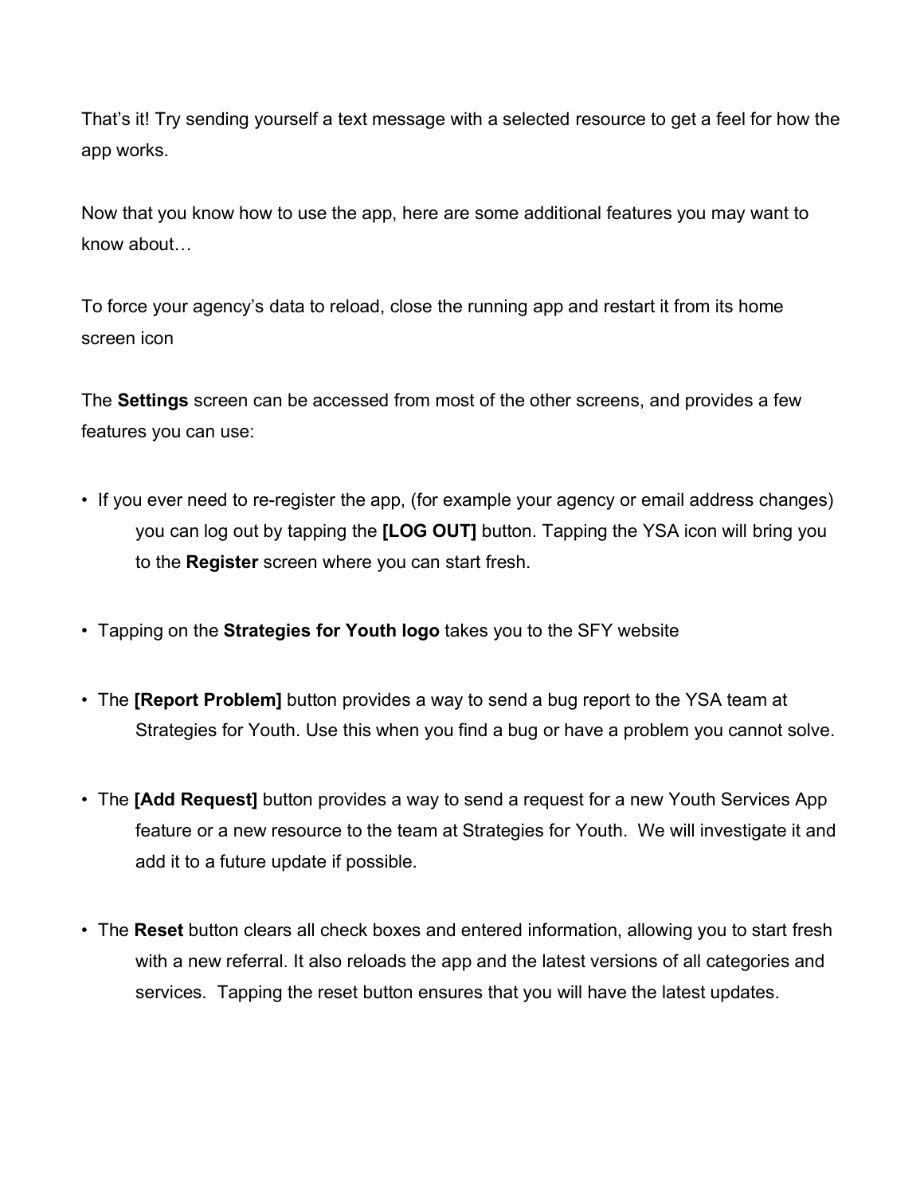That's it! Try sending yourself a text message with a selected resource to get a feel for how the app works.

Now that you know how to use the app, here are some additional features you may want to know about…

To force your agency's data to reload, close the running app and restart it from its home screen icon

The **Settings** screen can be accessed from most of the other screens, and provides a few features you can use:

- If you ever need to re-register the app, (for example your agency or email address changes) you can log out by tapping the **[LOG OUT]** button. Tapping the YSA icon will bring you to the **Register** screen where you can start fresh.
- Tapping on the **Strategies for Youth logo** takes you to the SFY website
- The **[Report Problem]** button provides a way to send a bug report to the YSA team at Strategies for Youth. Use this when you find a bug or have a problem you cannot solve.
- The **[Add Request]** button provides a way to send a request for a new Youth Services App feature or a new resource to the team at Strategies for Youth. We will investigate it and add it to a future update if possible.
- The **Reset** button clears all check boxes and entered information, allowing you to start fresh with a new referral. It also reloads the app and the latest versions of all categories and services. Tapping the reset button ensures that you will have the latest updates.